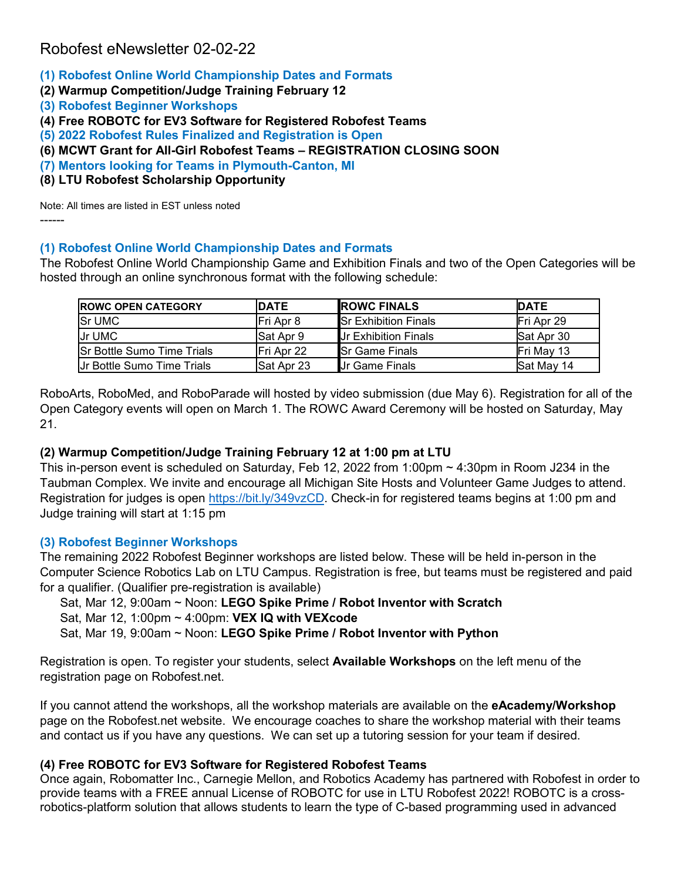# Robofest eNewsletter 02-02-22

**(1) Robofest Online World Championship Dates and Formats**
**(2) Warmup Competition/Judge Training February 12**
**(3) Robofest Beginner Workshops**
**(4) Free ROBOTC for EV3 Software for Registered Robofest Teams**
**(5) 2022 Robofest Rules Finalized and Registration is Open**
**(6) MCWT Grant for All-Girl Robofest Teams – REGISTRATION CLOSING SOON**
**(7) Mentors looking for Teams in Plymouth-Canton, MI**
**(8) LTU Robofest Scholarship Opportunity**

Note: All times are listed in EST unless noted
------

### (1) Robofest Online World Championship Dates and Formats

The Robofest Online World Championship Game and Exhibition Finals and two of the Open Categories will be hosted through an online synchronous format with the following schedule:

| ROWC OPEN CATEGORY | DATE | ROWC FINALS | DATE |
|---|---|---|---|
| Sr UMC | Fri Apr 8 | Sr Exhibition Finals | Fri Apr 29 |
| Jr UMC | Sat Apr 9 | Jr Exhibition Finals | Sat Apr 30 |
| Sr Bottle Sumo Time Trials | Fri Apr 22 | Sr Game Finals | Fri May 13 |
| Jr Bottle Sumo Time Trials | Sat Apr 23 | Jr Game Finals | Sat May 14 |

RoboArts, RoboMed, and RoboParade will hosted by video submission (due May 6). Registration for all of the Open Category events will open on March 1. The ROWC Award Ceremony will be hosted on Saturday, May 21.

### (2) Warmup Competition/Judge Training February 12 at 1:00 pm at LTU

This in-person event is scheduled on Saturday, Feb 12, 2022 from 1:00pm ~ 4:30pm in Room J234 in the Taubman Complex. We invite and encourage all Michigan Site Hosts and Volunteer Game Judges to attend. Registration for judges is open https://bit.ly/349vzCD. Check-in for registered teams begins at 1:00 pm and Judge training will start at 1:15 pm

### (3) Robofest Beginner Workshops

The remaining 2022 Robofest Beginner workshops are listed below. These will be held in-person in the Computer Science Robotics Lab on LTU Campus. Registration is free, but teams must be registered and paid for a qualifier. (Qualifier pre-registration is available)

- Sat, Mar 12, 9:00am ~ Noon: **LEGO Spike Prime / Robot Inventor with Scratch**
- Sat, Mar 12, 1:00pm ~ 4:00pm: **VEX IQ with VEXcode**
- Sat, Mar 19, 9:00am ~ Noon: **LEGO Spike Prime / Robot Inventor with Python**

Registration is open. To register your students, select **Available Workshops** on the left menu of the registration page on Robofest.net.

If you cannot attend the workshops, all the workshop materials are available on the **eAcademy/Workshop** page on the Robofest.net website. We encourage coaches to share the workshop material with their teams and contact us if you have any questions. We can set up a tutoring session for your team if desired.

### (4) Free ROBOTC for EV3 Software for Registered Robofest Teams

Once again, Robomatter Inc., Carnegie Mellon, and Robotics Academy has partnered with Robofest in order to provide teams with a FREE annual License of ROBOTC for use in LTU Robofest 2022! ROBOTC is a cross-robotics-platform solution that allows students to learn the type of C-based programming used in advanced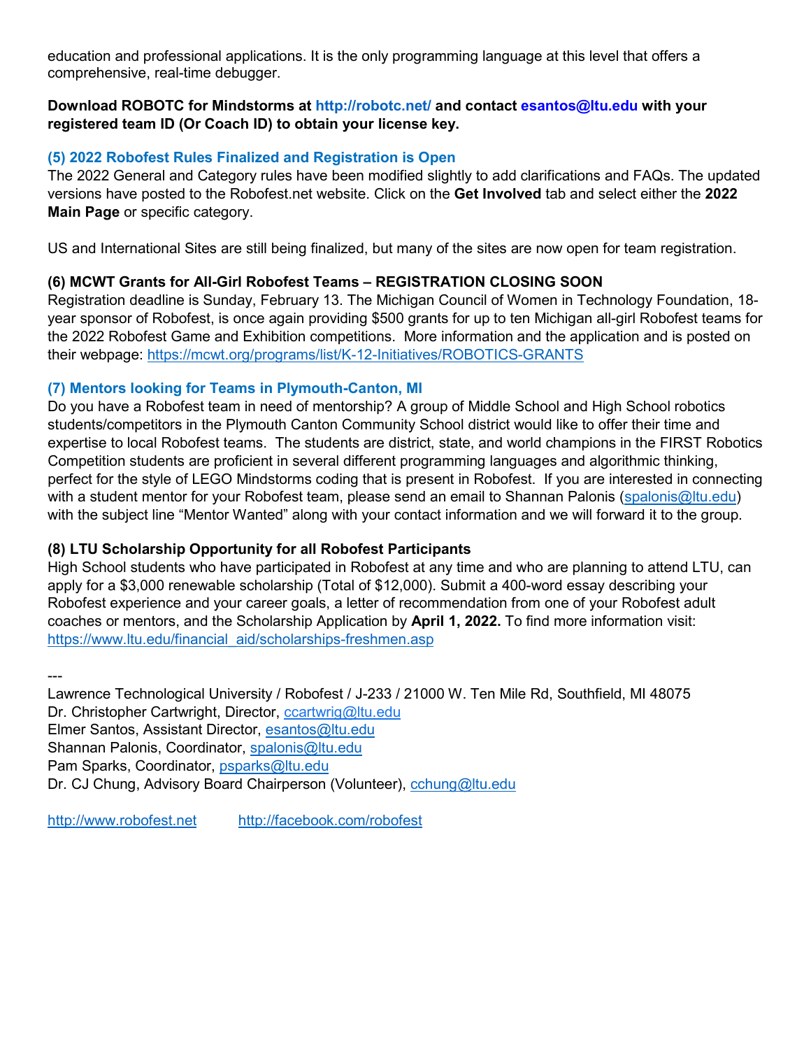education and professional applications. It is the only programming language at this level that offers a comprehensive, real-time debugger.

**Download ROBOTC for Mindstorms at http://robotc.net/ and contact esantos@ltu.edu with your registered team ID (Or Coach ID) to obtain your license key.**

### (5) 2022 Robofest Rules Finalized and Registration is Open

The 2022 General and Category rules have been modified slightly to add clarifications and FAQs. The updated versions have posted to the Robofest.net website. Click on the **Get Involved** tab and select either the **2022 Main Page** or specific category.

US and International Sites are still being finalized, but many of the sites are now open for team registration.

### (6) MCWT Grants for All-Girl Robofest Teams – REGISTRATION CLOSING SOON

Registration deadline is Sunday, February 13. The Michigan Council of Women in Technology Foundation, 18-year sponsor of Robofest, is once again providing $500 grants for up to ten Michigan all-girl Robofest teams for the 2022 Robofest Game and Exhibition competitions. More information and the application and is posted on their webpage: https://mcwt.org/programs/list/K-12-Initiatives/ROBOTICS-GRANTS

### (7) Mentors looking for Teams in Plymouth-Canton, MI

Do you have a Robofest team in need of mentorship? A group of Middle School and High School robotics students/competitors in the Plymouth Canton Community School district would like to offer their time and expertise to local Robofest teams. The students are district, state, and world champions in the FIRST Robotics Competition students are proficient in several different programming languages and algorithmic thinking, perfect for the style of LEGO Mindstorms coding that is present in Robofest. If you are interested in connecting with a student mentor for your Robofest team, please send an email to Shannan Palonis (spalonis@ltu.edu) with the subject line "Mentor Wanted" along with your contact information and we will forward it to the group.

### (8) LTU Scholarship Opportunity for all Robofest Participants

High School students who have participated in Robofest at any time and who are planning to attend LTU, can apply for a $3,000 renewable scholarship (Total of $12,000). Submit a 400-word essay describing your Robofest experience and your career goals, a letter of recommendation from one of your Robofest adult coaches or mentors, and the Scholarship Application by **April 1, 2022.** To find more information visit: https://www.ltu.edu/financial_aid/scholarships-freshmen.asp

---

Lawrence Technological University / Robofest / J-233 / 21000 W. Ten Mile Rd, Southfield, MI 48075
Dr. Christopher Cartwright, Director, ccartwrig@ltu.edu
Elmer Santos, Assistant Director, esantos@ltu.edu
Shannan Palonis, Coordinator, spalonis@ltu.edu
Pam Sparks, Coordinator, psparks@ltu.edu
Dr. CJ Chung, Advisory Board Chairperson (Volunteer), cchung@ltu.edu

http://www.robofest.net http://facebook.com/robofest